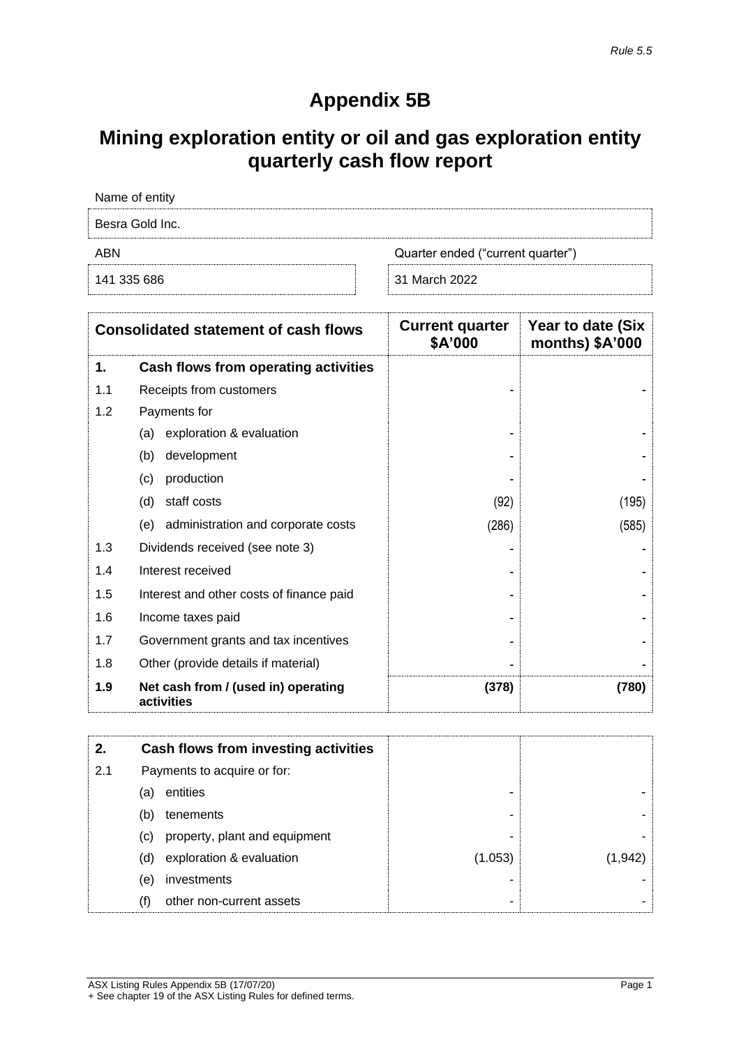*Rule 5.5*

# Appendix 5B

# Mining exploration entity or oil and gas exploration entity quarterly cash flow report

| Name of entity | |
|---|---|
| Besra Gold Inc. | |
| **ABN** | **Quarter ended ("current quarter")** |
| 141 335 686 | 31 March 2022 |

| | Consolidated statement of cash flows | Current quarter $A'000 | Year to date (Six months) $A'000 |
|---|---|---|---|
| **1.** | **Cash flows from operating activities** | | |
| 1.1 | Receipts from customers | - | - |
| 1.2 | Payments for | | |
| | (a) exploration & evaluation | - | - |
| | (b) development | - | - |
| | (c) production | - | - |
| | (d) staff costs | (92) | (195) |
| | (e) administration and corporate costs | (286) | (585) |
| 1.3 | Dividends received (see note 3) | - | - |
| 1.4 | Interest received | - | - |
| 1.5 | Interest and other costs of finance paid | - | - |
| 1.6 | Income taxes paid | - | - |
| 1.7 | Government grants and tax incentives | - | - |
| 1.8 | Other (provide details if material) | - | - |
| **1.9** | **Net cash from / (used in) operating activities** | **(378)** | **(780)** |

| | | | |
|---|---|---|---|
| **2.** | **Cash flows from investing activities** | | |
| 2.1 | Payments to acquire or for: | | |
| | (a) entities | - | - |
| | (b) tenements | - | - |
| | (c) property, plant and equipment | - | - |
| | (d) exploration & evaluation | (1.053) | (1,942) |
| | (e) investments | - | - |
| | (f) other non-current assets | - | - |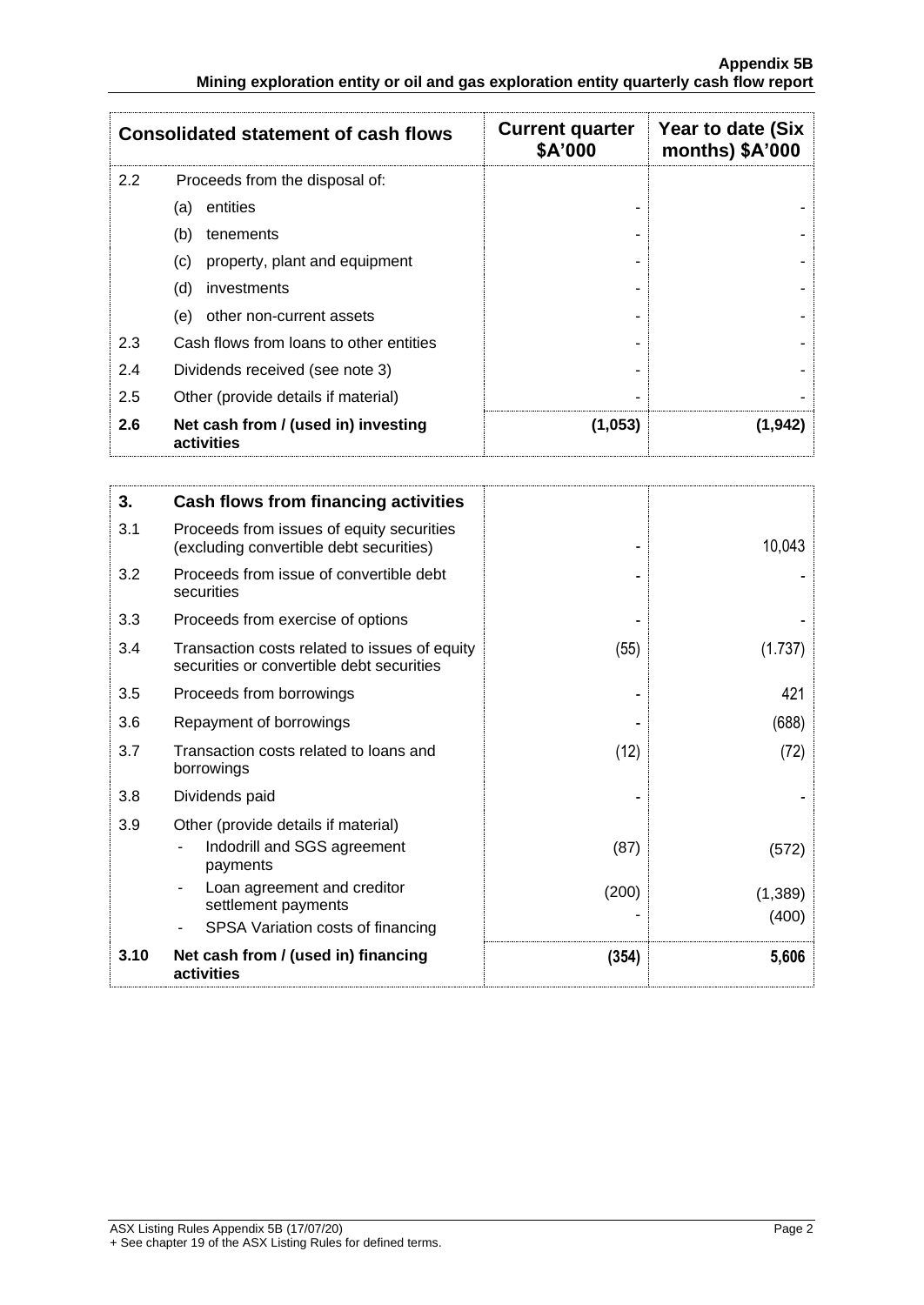| Consolidated statement of cash flows | | Current quarter $A'000 | Year to date (Six months) $A'000 |
|---|---|---|---|
| 2.2 | Proceeds from the disposal of: | | |
| | (a) entities | - | - |
| | (b) tenements | - | - |
| | (c) property, plant and equipment | - | - |
| | (d) investments | - | - |
| | (e) other non-current assets | - | - |
| 2.3 | Cash flows from loans to other entities | - | - |
| 2.4 | Dividends received (see note 3) | - | - |
| 2.5 | Other (provide details if material) | - | - |
| **2.6** | **Net cash from / (used in) investing activities** | **(1,053)** | **(1,942)** |

| **3.** | **Cash flows from financing activities** | | |
|---|---|---|---|
| 3.1 | Proceeds from issues of equity securities (excluding convertible debt securities) | - | 10,043 |
| 3.2 | Proceeds from issue of convertible debt securities | - | - |
| 3.3 | Proceeds from exercise of options | - | - |
| 3.4 | Transaction costs related to issues of equity securities or convertible debt securities | (55) | (1.737) |
| 3.5 | Proceeds from borrowings | - | 421 |
| 3.6 | Repayment of borrowings | - | (688) |
| 3.7 | Transaction costs related to loans and borrowings | (12) | (72) |
| 3.8 | Dividends paid | - | - |
| 3.9 | Other (provide details if material) | | |
| | - Indodrill and SGS agreement payments | (87) | (572) |
| | - Loan agreement and creditor settlement payments | (200) | (1,389) |
| | - SPSA Variation costs of financing | - | (400) |
| **3.10** | **Net cash from / (used in) financing activities** | **(354)** | **5,606** |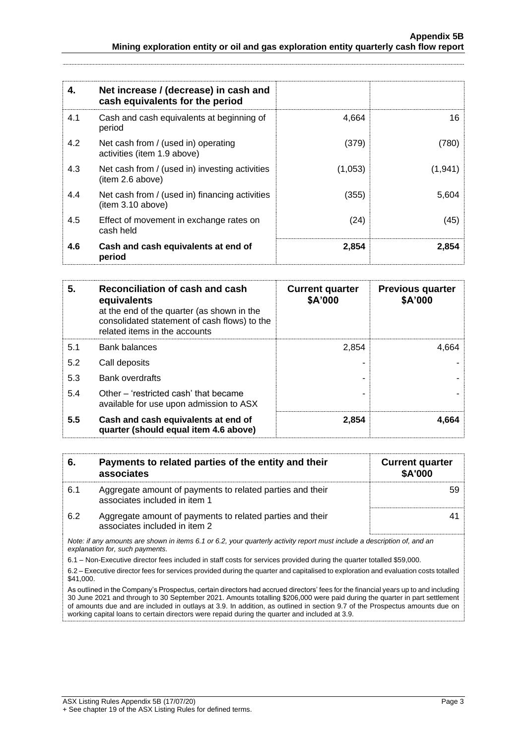| 4. | Net increase / (decrease) in cash and cash equivalents for the period | | |
|---|---|---|---|
| 4.1 | Cash and cash equivalents at beginning of period | 4,664 | 16 |
| 4.2 | Net cash from / (used in) operating activities (item 1.9 above) | (379) | (780) |
| 4.3 | Net cash from / (used in) investing activities (item 2.6 above) | (1,053) | (1,941) |
| 4.4 | Net cash from / (used in) financing activities (item 3.10 above) | (355) | 5,604 |
| 4.5 | Effect of movement in exchange rates on cash held | (24) | (45) |
| **4.6** | **Cash and cash equivalents at end of period** | **2,854** | **2,854** |

| 5. | **Reconciliation of cash and cash equivalents** at the end of the quarter (as shown in the consolidated statement of cash flows) to the related items in the accounts | **Current quarter \$A'000** | **Previous quarter \$A'000** |
|---|---|---|---|
| 5.1 | Bank balances | 2,854 | 4,664 |
| 5.2 | Call deposits | - | - |
| 5.3 | Bank overdrafts | - | - |
| 5.4 | Other – 'restricted cash' that became available for use upon admission to ASX | - | - |
| **5.5** | **Cash and cash equivalents at end of quarter (should equal item 4.6 above)** | **2,854** | **4,664** |

| 6. | **Payments to related parties of the entity and their associates** | **Current quarter \$A'000** |
|---|---|---|
| 6.1 | Aggregate amount of payments to related parties and their associates included in item 1 | 59 |
| 6.2 | Aggregate amount of payments to related parties and their associates included in item 2 | 41 |

*Note: if any amounts are shown in items 6.1 or 6.2, your quarterly activity report must include a description of, and an explanation for, such payments.*

6.1 – Non-Executive director fees included in staff costs for services provided during the quarter totalled \$59,000.

6.2 – Executive director fees for services provided during the quarter and capitalised to exploration and evaluation costs totalled \$41,000.

As outlined in the Company's Prospectus, certain directors had accrued directors' fees for the financial years up to and including 30 June 2021 and through to 30 September 2021. Amounts totalling \$206,000 were paid during the quarter in part settlement of amounts due and are included in outlays at 3.9. In addition, as outlined in section 9.7 of the Prospectus amounts due on working capital loans to certain directors were repaid during the quarter and included at 3.9.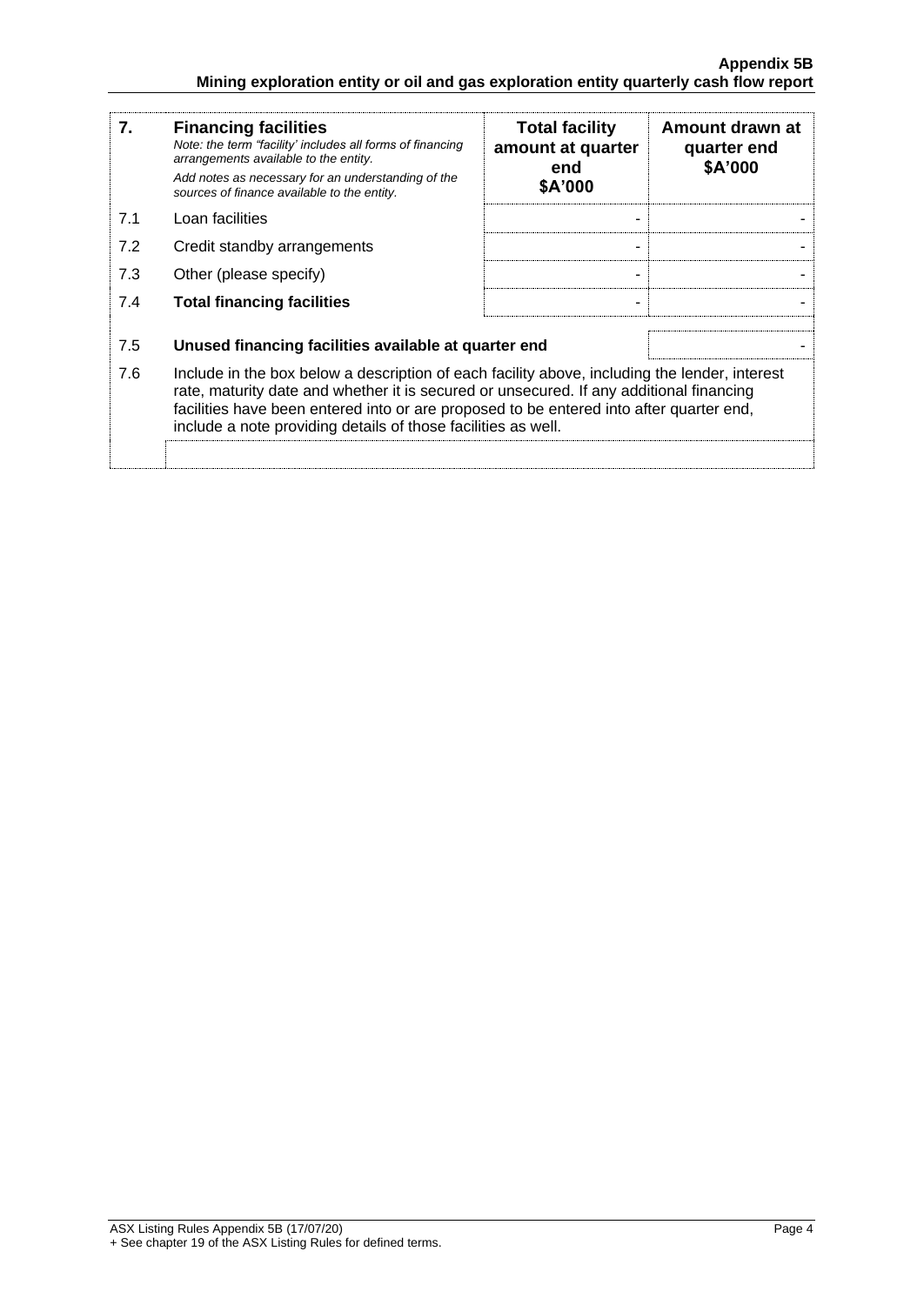| 7. | **Financing facilities**<br>*Note: the term "facility' includes all forms of financing arrangements available to the entity.*<br>*Add notes as necessary for an understanding of the sources of finance available to the entity.* | **Total facility amount at quarter end**<br>**$A'000** | **Amount drawn at quarter end**<br>**$A'000** |
|---|---|---|---|
| 7.1 | Loan facilities | - | - |
| 7.2 | Credit standby arrangements | - | - |
| 7.3 | Other (please specify) | - | - |
| 7.4 | **Total financing facilities** | - | - |
| | | | |
| 7.5 | **Unused financing facilities available at quarter end** | | - |
| 7.6 | Include in the box below a description of each facility above, including the lender, interest rate, maturity date and whether it is secured or unsecured. If any additional financing facilities have been entered into or are proposed to be entered into after quarter end, include a note providing details of those facilities as well. | | |
| | | | |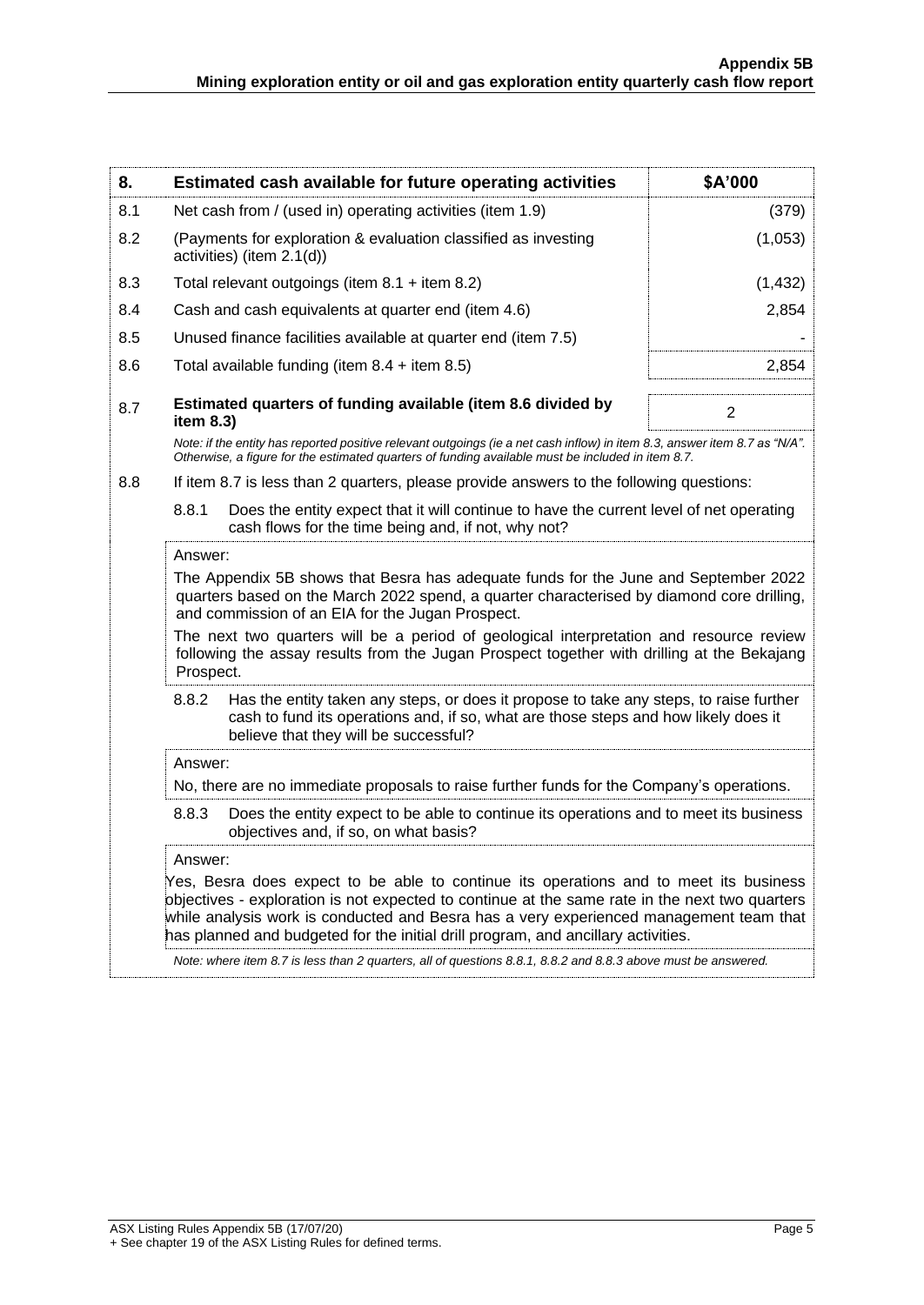| 8. | Estimated cash available for future operating activities | $A'000 |
|---|---|---|
| 8.1 | Net cash from / (used in) operating activities (item 1.9) | (379) |
| 8.2 | (Payments for exploration & evaluation classified as investing activities) (item 2.1(d)) | (1,053) |
| 8.3 | Total relevant outgoings (item 8.1 + item 8.2) | (1,432) |
| 8.4 | Cash and cash equivalents at quarter end (item 4.6) | 2,854 |
| 8.5 | Unused finance facilities available at quarter end (item 7.5) | - |
| 8.6 | Total available funding (item 8.4 + item 8.5) | 2,854 |
| 8.7 | **Estimated quarters of funding available (item 8.6 divided by item 8.3)** | 2 |

*Note: if the entity has reported positive relevant outgoings (ie a net cash inflow) in item 8.3, answer item 8.7 as "N/A". Otherwise, a figure for the estimated quarters of funding available must be included in item 8.7.*

8.8 If item 8.7 is less than 2 quarters, please provide answers to the following questions:

8.8.1 Does the entity expect that it will continue to have the current level of net operating cash flows for the time being and, if not, why not?

Answer:

The Appendix 5B shows that Besra has adequate funds for the June and September 2022 quarters based on the March 2022 spend, a quarter characterised by diamond core drilling, and commission of an EIA for the Jugan Prospect.

The next two quarters will be a period of geological interpretation and resource review following the assay results from the Jugan Prospect together with drilling at the Bekajang Prospect.

8.8.2 Has the entity taken any steps, or does it propose to take any steps, to raise further cash to fund its operations and, if so, what are those steps and how likely does it believe that they will be successful?

Answer:

No, there are no immediate proposals to raise further funds for the Company's operations.

8.8.3 Does the entity expect to be able to continue its operations and to meet its business objectives and, if so, on what basis?

Answer:

Yes, Besra does expect to be able to continue its operations and to meet its business objectives - exploration is not expected to continue at the same rate in the next two quarters while analysis work is conducted and Besra has a very experienced management team that has planned and budgeted for the initial drill program, and ancillary activities.

*Note: where item 8.7 is less than 2 quarters, all of questions 8.8.1, 8.8.2 and 8.8.3 above must be answered.*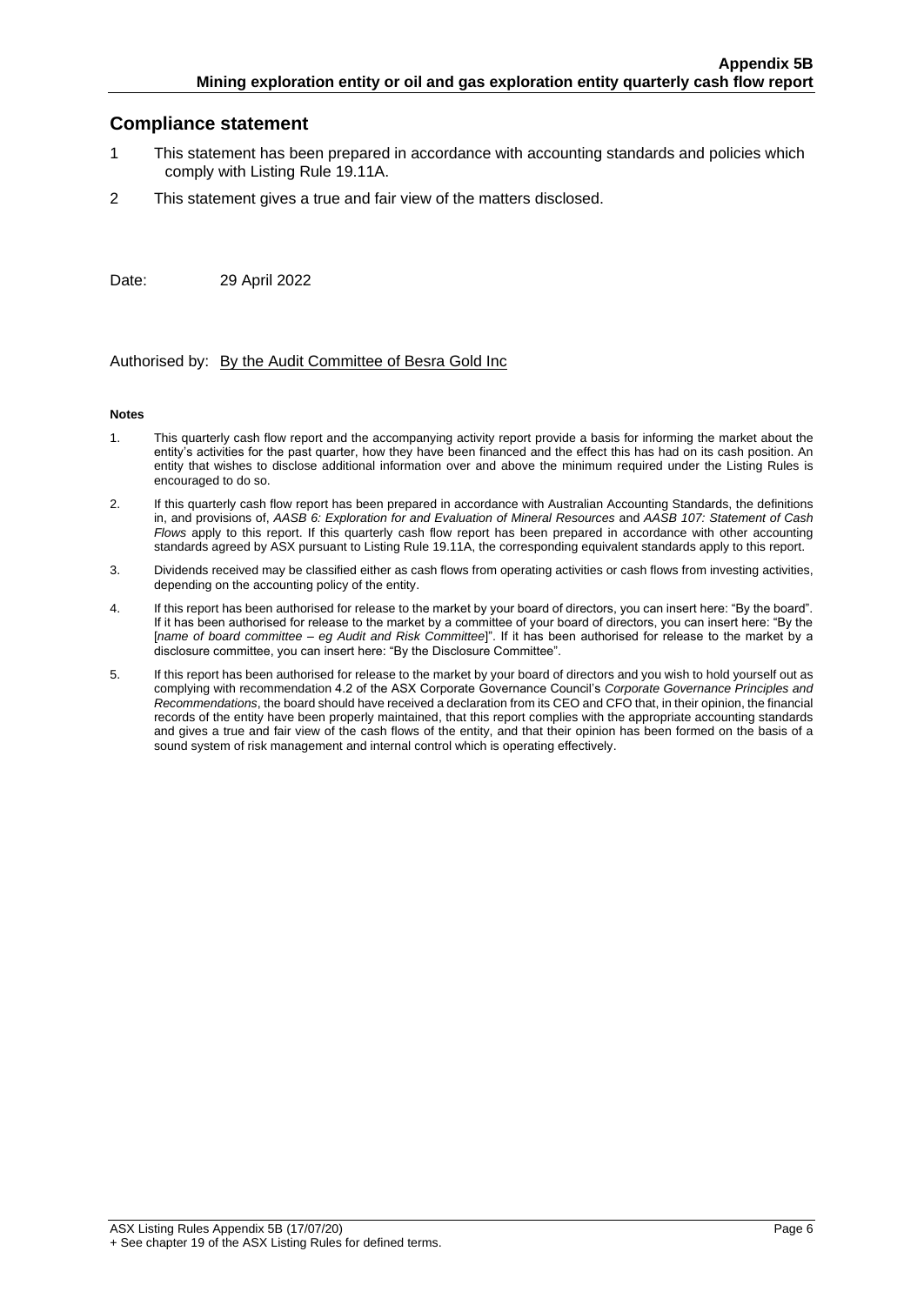## Compliance statement

1 This statement has been prepared in accordance with accounting standards and policies which comply with Listing Rule 19.11A.

2 This statement gives a true and fair view of the matters disclosed.

Date: 29 April 2022

Authorised by: By the Audit Committee of Besra Gold Inc

**Notes**

1. This quarterly cash flow report and the accompanying activity report provide a basis for informing the market about the entity's activities for the past quarter, how they have been financed and the effect this has had on its cash position. An entity that wishes to disclose additional information over and above the minimum required under the Listing Rules is encouraged to do so.
2. If this quarterly cash flow report has been prepared in accordance with Australian Accounting Standards, the definitions in, and provisions of, *AASB 6: Exploration for and Evaluation of Mineral Resources* and *AASB 107: Statement of Cash Flows* apply to this report. If this quarterly cash flow report has been prepared in accordance with other accounting standards agreed by ASX pursuant to Listing Rule 19.11A, the corresponding equivalent standards apply to this report.
3. Dividends received may be classified either as cash flows from operating activities or cash flows from investing activities, depending on the accounting policy of the entity.
4. If this report has been authorised for release to the market by your board of directors, you can insert here: "By the board". If it has been authorised for release to the market by a committee of your board of directors, you can insert here: "By the [*name of board committee – eg Audit and Risk Committee*]". If it has been authorised for release to the market by a disclosure committee, you can insert here: "By the Disclosure Committee".
5. If this report has been authorised for release to the market by your board of directors and you wish to hold yourself out as complying with recommendation 4.2 of the ASX Corporate Governance Council's *Corporate Governance Principles and Recommendations*, the board should have received a declaration from its CEO and CFO that, in their opinion, the financial records of the entity have been properly maintained, that this report complies with the appropriate accounting standards and gives a true and fair view of the cash flows of the entity, and that their opinion has been formed on the basis of a sound system of risk management and internal control which is operating effectively.